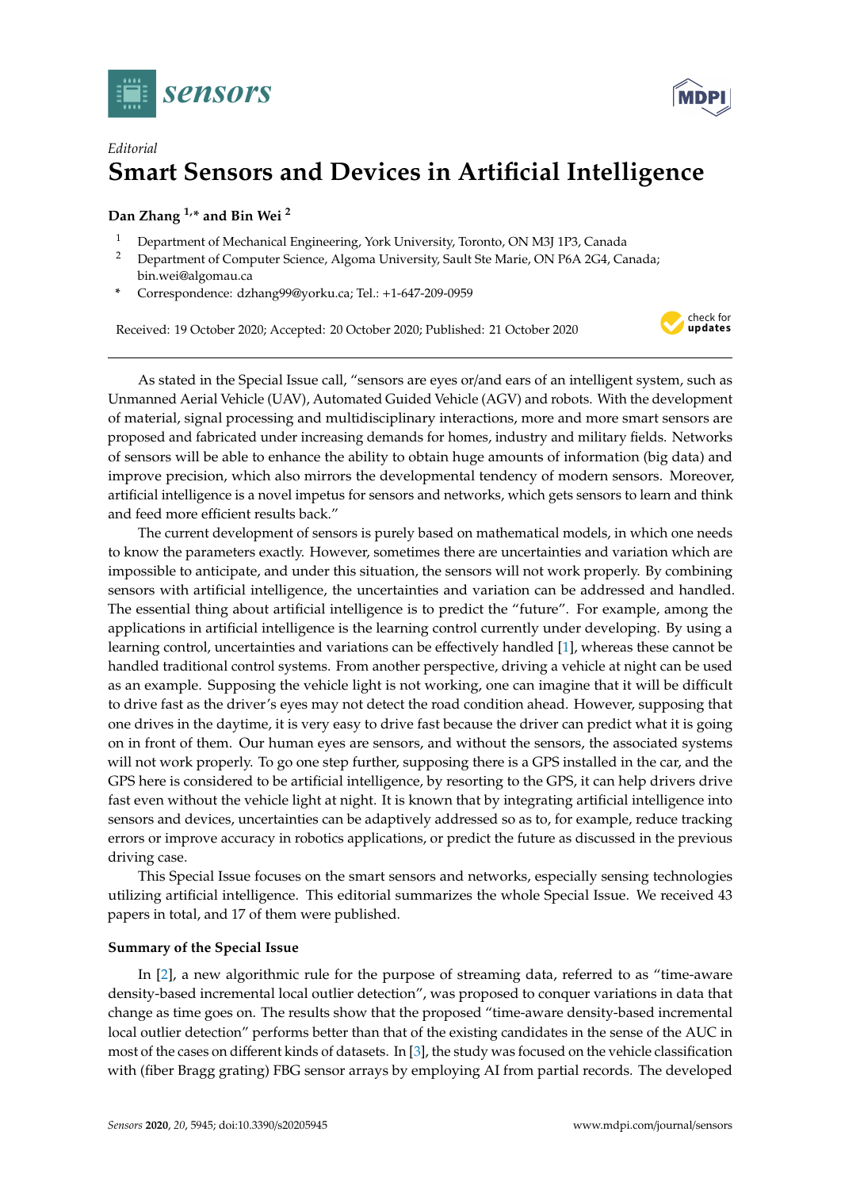*Editorial*

# Smart Sensors and Devices in Artificial Intelligence

**Dan Zhang [1,*] and Bin Wei [2]**

[1] Department of Mechanical Engineering, York University, Toronto, ON M3J 1P3, Canada
[2] Department of Computer Science, Algoma University, Sault Ste Marie, ON P6A 2G4, Canada; bin.wei@algomau.ca
* Correspondence: dzhang99@yorku.ca; Tel.: +1-647-209-0959

Received: 19 October 2020; Accepted: 20 October 2020; Published: 21 October 2020

As stated in the Special Issue call, "sensors are eyes or/and ears of an intelligent system, such as Unmanned Aerial Vehicle (UAV), Automated Guided Vehicle (AGV) and robots. With the development of material, signal processing and multidisciplinary interactions, more and more smart sensors are proposed and fabricated under increasing demands for homes, industry and military fields. Networks of sensors will be able to enhance the ability to obtain huge amounts of information (big data) and improve precision, which also mirrors the developmental tendency of modern sensors. Moreover, artificial intelligence is a novel impetus for sensors and networks, which gets sensors to learn and think and feed more efficient results back."

The current development of sensors is purely based on mathematical models, in which one needs to know the parameters exactly. However, sometimes there are uncertainties and variation which are impossible to anticipate, and under this situation, the sensors will not work properly. By combining sensors with artificial intelligence, the uncertainties and variation can be addressed and handled. The essential thing about artificial intelligence is to predict the "future". For example, among the applications in artificial intelligence is the learning control currently under developing. By using a learning control, uncertainties and variations can be effectively handled [1], whereas these cannot be handled traditional control systems. From another perspective, driving a vehicle at night can be used as an example. Supposing the vehicle light is not working, one can imagine that it will be difficult to drive fast as the driver's eyes may not detect the road condition ahead. However, supposing that one drives in the daytime, it is very easy to drive fast because the driver can predict what it is going on in front of them. Our human eyes are sensors, and without the sensors, the associated systems will not work properly. To go one step further, supposing there is a GPS installed in the car, and the GPS here is considered to be artificial intelligence, by resorting to the GPS, it can help drivers drive fast even without the vehicle light at night. It is known that by integrating artificial intelligence into sensors and devices, uncertainties can be adaptively addressed so as to, for example, reduce tracking errors or improve accuracy in robotics applications, or predict the future as discussed in the previous driving case.

This Special Issue focuses on the smart sensors and networks, especially sensing technologies utilizing artificial intelligence. This editorial summarizes the whole Special Issue. We received 43 papers in total, and 17 of them were published.

**Summary of the Special Issue**

In [2], a new algorithmic rule for the purpose of streaming data, referred to as "time-aware density-based incremental local outlier detection", was proposed to conquer variations in data that change as time goes on. The results show that the proposed "time-aware density-based incremental local outlier detection" performs better than that of the existing candidates in the sense of the AUC in most of the cases on different kinds of datasets. In [3], the study was focused on the vehicle classification with (fiber Bragg grating) FBG sensor arrays by employing AI from partial records. The developed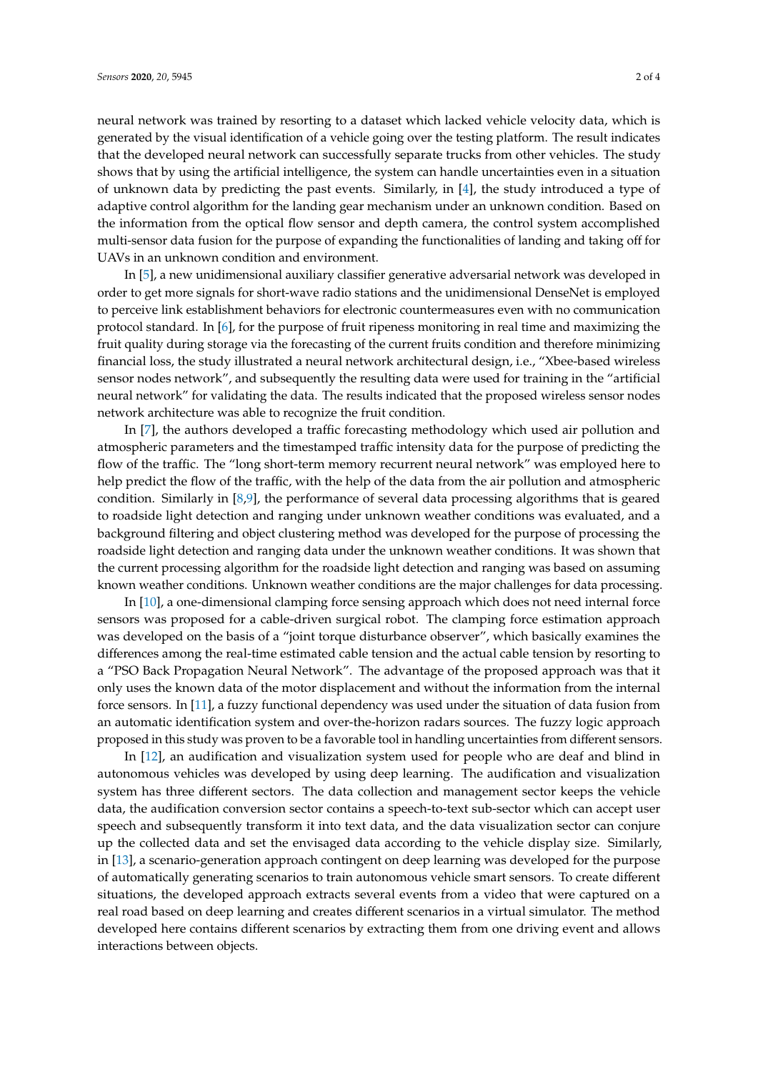neural network was trained by resorting to a dataset which lacked vehicle velocity data, which is generated by the visual identification of a vehicle going over the testing platform. The result indicates that the developed neural network can successfully separate trucks from other vehicles. The study shows that by using the artificial intelligence, the system can handle uncertainties even in a situation of unknown data by predicting the past events. Similarly, in [4], the study introduced a type of adaptive control algorithm for the landing gear mechanism under an unknown condition. Based on the information from the optical flow sensor and depth camera, the control system accomplished multi-sensor data fusion for the purpose of expanding the functionalities of landing and taking off for UAVs in an unknown condition and environment.

In [5], a new unidimensional auxiliary classifier generative adversarial network was developed in order to get more signals for short-wave radio stations and the unidimensional DenseNet is employed to perceive link establishment behaviors for electronic countermeasures even with no communication protocol standard. In [6], for the purpose of fruit ripeness monitoring in real time and maximizing the fruit quality during storage via the forecasting of the current fruits condition and therefore minimizing financial loss, the study illustrated a neural network architectural design, i.e., "Xbee-based wireless sensor nodes network", and subsequently the resulting data were used for training in the "artificial neural network" for validating the data. The results indicated that the proposed wireless sensor nodes network architecture was able to recognize the fruit condition.

In [7], the authors developed a traffic forecasting methodology which used air pollution and atmospheric parameters and the timestamped traffic intensity data for the purpose of predicting the flow of the traffic. The "long short-term memory recurrent neural network" was employed here to help predict the flow of the traffic, with the help of the data from the air pollution and atmospheric condition. Similarly in [8,9], the performance of several data processing algorithms that is geared to roadside light detection and ranging under unknown weather conditions was evaluated, and a background filtering and object clustering method was developed for the purpose of processing the roadside light detection and ranging data under the unknown weather conditions. It was shown that the current processing algorithm for the roadside light detection and ranging was based on assuming known weather conditions. Unknown weather conditions are the major challenges for data processing.

In [10], a one-dimensional clamping force sensing approach which does not need internal force sensors was proposed for a cable-driven surgical robot. The clamping force estimation approach was developed on the basis of a "joint torque disturbance observer", which basically examines the differences among the real-time estimated cable tension and the actual cable tension by resorting to a "PSO Back Propagation Neural Network". The advantage of the proposed approach was that it only uses the known data of the motor displacement and without the information from the internal force sensors. In [11], a fuzzy functional dependency was used under the situation of data fusion from an automatic identification system and over-the-horizon radars sources. The fuzzy logic approach proposed in this study was proven to be a favorable tool in handling uncertainties from different sensors.

In [12], an audification and visualization system used for people who are deaf and blind in autonomous vehicles was developed by using deep learning. The audification and visualization system has three different sectors. The data collection and management sector keeps the vehicle data, the audification conversion sector contains a speech-to-text sub-sector which can accept user speech and subsequently transform it into text data, and the data visualization sector can conjure up the collected data and set the envisaged data according to the vehicle display size. Similarly, in [13], a scenario-generation approach contingent on deep learning was developed for the purpose of automatically generating scenarios to train autonomous vehicle smart sensors. To create different situations, the developed approach extracts several events from a video that were captured on a real road based on deep learning and creates different scenarios in a virtual simulator. The method developed here contains different scenarios by extracting them from one driving event and allows interactions between objects.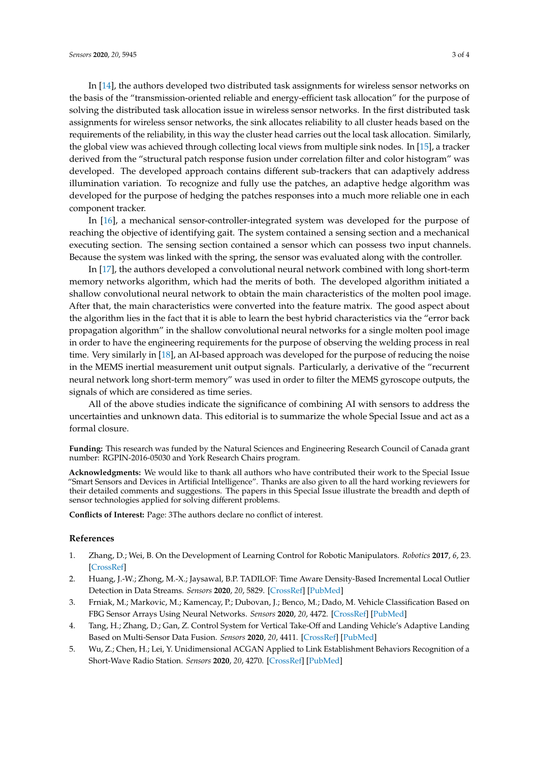In [14], the authors developed two distributed task assignments for wireless sensor networks on the basis of the "transmission-oriented reliable and energy-efficient task allocation" for the purpose of solving the distributed task allocation issue in wireless sensor networks. In the first distributed task assignments for wireless sensor networks, the sink allocates reliability to all cluster heads based on the requirements of the reliability, in this way the cluster head carries out the local task allocation. Similarly, the global view was achieved through collecting local views from multiple sink nodes. In [15], a tracker derived from the "structural patch response fusion under correlation filter and color histogram" was developed. The developed approach contains different sub-trackers that can adaptively address illumination variation. To recognize and fully use the patches, an adaptive hedge algorithm was developed for the purpose of hedging the patches responses into a much more reliable one in each component tracker.

In [16], a mechanical sensor-controller-integrated system was developed for the purpose of reaching the objective of identifying gait. The system contained a sensing section and a mechanical executing section. The sensing section contained a sensor which can possess two input channels. Because the system was linked with the spring, the sensor was evaluated along with the controller.

In [17], the authors developed a convolutional neural network combined with long short-term memory networks algorithm, which had the merits of both. The developed algorithm initiated a shallow convolutional neural network to obtain the main characteristics of the molten pool image. After that, the main characteristics were converted into the feature matrix. The good aspect about the algorithm lies in the fact that it is able to learn the best hybrid characteristics via the "error back propagation algorithm" in the shallow convolutional neural networks for a single molten pool image in order to have the engineering requirements for the purpose of observing the welding process in real time. Very similarly in [18], an AI-based approach was developed for the purpose of reducing the noise in the MEMS inertial measurement unit output signals. Particularly, a derivative of the "recurrent neural network long short-term memory" was used in order to filter the MEMS gyroscope outputs, the signals of which are considered as time series.

All of the above studies indicate the significance of combining AI with sensors to address the uncertainties and unknown data. This editorial is to summarize the whole Special Issue and act as a formal closure.

**Funding:** This research was funded by the Natural Sciences and Engineering Research Council of Canada grant number: RGPIN-2016-05030 and York Research Chairs program.

**Acknowledgments:** We would like to thank all authors who have contributed their work to the Special Issue "Smart Sensors and Devices in Artificial Intelligence". Thanks are also given to all the hard working reviewers for their detailed comments and suggestions. The papers in this Special Issue illustrate the breadth and depth of sensor technologies applied for solving different problems.

**Conflicts of Interest:** Page: 3The authors declare no conflict of interest.

## References

1. Zhang, D.; Wei, B. On the Development of Learning Control for Robotic Manipulators. *Robotics* **2017**, *6*, 23. [CrossRef]
2. Huang, J.-W.; Zhong, M.-X.; Jaysawal, B.P. TADILOF: Time Aware Density-Based Incremental Local Outlier Detection in Data Streams. *Sensors* **2020**, *20*, 5829. [CrossRef] [PubMed]
3. Frniak, M.; Markovic, M.; Kamencay, P.; Dubovan, J.; Benco, M.; Dado, M. Vehicle Classification Based on FBG Sensor Arrays Using Neural Networks. *Sensors* **2020**, *20*, 4472. [CrossRef] [PubMed]
4. Tang, H.; Zhang, D.; Gan, Z. Control System for Vertical Take-Off and Landing Vehicle's Adaptive Landing Based on Multi-Sensor Data Fusion. *Sensors* **2020**, *20*, 4411. [CrossRef] [PubMed]
5. Wu, Z.; Chen, H.; Lei, Y. Unidimensional ACGAN Applied to Link Establishment Behaviors Recognition of a Short-Wave Radio Station. *Sensors* **2020**, *20*, 4270. [CrossRef] [PubMed]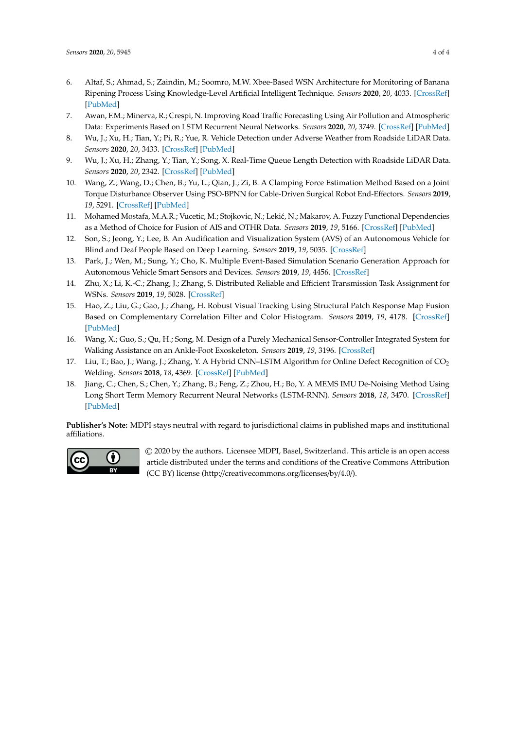6. Altaf, S.; Ahmad, S.; Zaindin, M.; Soomro, M.W. Xbee-Based WSN Architecture for Monitoring of Banana Ripening Process Using Knowledge-Level Artificial Intelligent Technique. *Sensors* **2020**, *20*, 4033. [CrossRef] [PubMed]
7. Awan, F.M.; Minerva, R.; Crespi, N. Improving Road Traffic Forecasting Using Air Pollution and Atmospheric Data: Experiments Based on LSTM Recurrent Neural Networks. *Sensors* **2020**, *20*, 3749. [CrossRef] [PubMed]
8. Wu, J.; Xu, H.; Tian, Y.; Pi, R.; Yue, R. Vehicle Detection under Adverse Weather from Roadside LiDAR Data. *Sensors* **2020**, *20*, 3433. [CrossRef] [PubMed]
9. Wu, J.; Xu, H.; Zhang, Y.; Tian, Y.; Song, X. Real-Time Queue Length Detection with Roadside LiDAR Data. *Sensors* **2020**, *20*, 2342. [CrossRef] [PubMed]
10. Wang, Z.; Wang, D.; Chen, B.; Yu, L.; Qian, J.; Zi, B. A Clamping Force Estimation Method Based on a Joint Torque Disturbance Observer Using PSO-BPNN for Cable-Driven Surgical Robot End-Effectors. *Sensors* **2019**, *19*, 5291. [CrossRef] [PubMed]
11. Mohamed Mostafa, M.A.R.; Vucetic, M.; Stojkovic, N.; Lekić, N.; Makarov, A. Fuzzy Functional Dependencies as a Method of Choice for Fusion of AIS and OTHR Data. *Sensors* **2019**, *19*, 5166. [CrossRef] [PubMed]
12. Son, S.; Jeong, Y.; Lee, B. An Audification and Visualization System (AVS) of an Autonomous Vehicle for Blind and Deaf People Based on Deep Learning. *Sensors* **2019**, *19*, 5035. [CrossRef]
13. Park, J.; Wen, M.; Sung, Y.; Cho, K. Multiple Event-Based Simulation Scenario Generation Approach for Autonomous Vehicle Smart Sensors and Devices. *Sensors* **2019**, *19*, 4456. [CrossRef]
14. Zhu, X.; Li, K.-C.; Zhang, J.; Zhang, S. Distributed Reliable and Efficient Transmission Task Assignment for WSNs. *Sensors* **2019**, *19*, 5028. [CrossRef]
15. Hao, Z.; Liu, G.; Gao, J.; Zhang, H. Robust Visual Tracking Using Structural Patch Response Map Fusion Based on Complementary Correlation Filter and Color Histogram. *Sensors* **2019**, *19*, 4178. [CrossRef] [PubMed]
16. Wang, X.; Guo, S.; Qu, H.; Song, M. Design of a Purely Mechanical Sensor-Controller Integrated System for Walking Assistance on an Ankle-Foot Exoskeleton. *Sensors* **2019**, *19*, 3196. [CrossRef]
17. Liu, T.; Bao, J.; Wang, J.; Zhang, Y. A Hybrid CNN–LSTM Algorithm for Online Defect Recognition of $CO_2$ Welding. *Sensors* **2018**, *18*, 4369. [CrossRef] [PubMed]
18. Jiang, C.; Chen, S.; Chen, Y.; Zhang, B.; Feng, Z.; Zhou, H.; Bo, Y. A MEMS IMU De-Noising Method Using Long Short Term Memory Recurrent Neural Networks (LSTM-RNN). *Sensors* **2018**, *18*, 3470. [CrossRef] [PubMed]

**Publisher's Note:** MDPI stays neutral with regard to jurisdictional claims in published maps and institutional affiliations.

© 2020 by the authors. Licensee MDPI, Basel, Switzerland. This article is an open access article distributed under the terms and conditions of the Creative Commons Attribution (CC BY) license (http://creativecommons.org/licenses/by/4.0/).